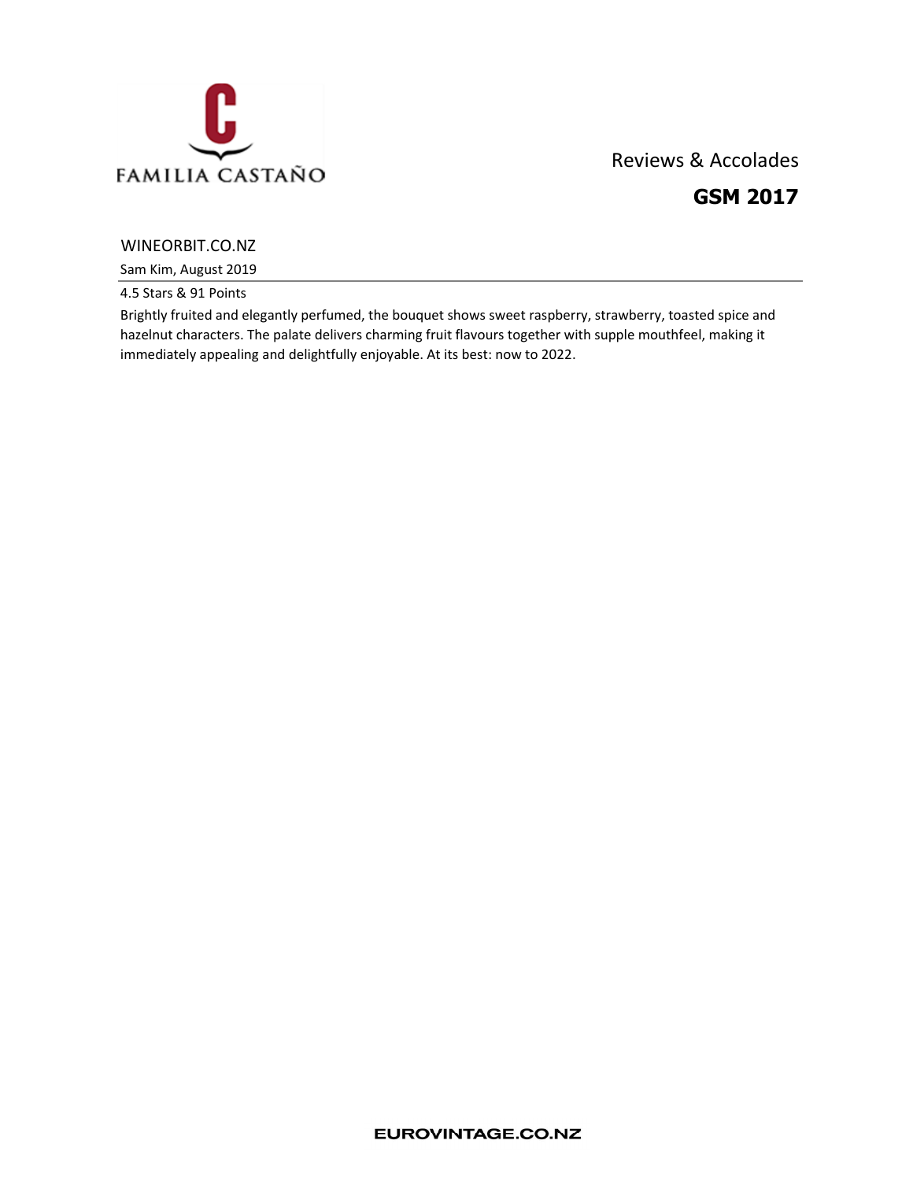FAMILIA CASTAÑO

Reviews & Accolades

# GSM 2017

## WINEORBIT.CO.NZ

Sam Kim, August 2019

4.5 Stars & 91 Points

Brightly fruited and elegantly perfumed, the bouquet shows sweet raspberry, strawberry, toasted spice and hazelnut characters. The palate delivers charming fruit flavours together with supple mouthfeel, making it immediately appealing and delightfully enjoyable. At its best: now to 2022.

EUROVINTAGE.CO.NZ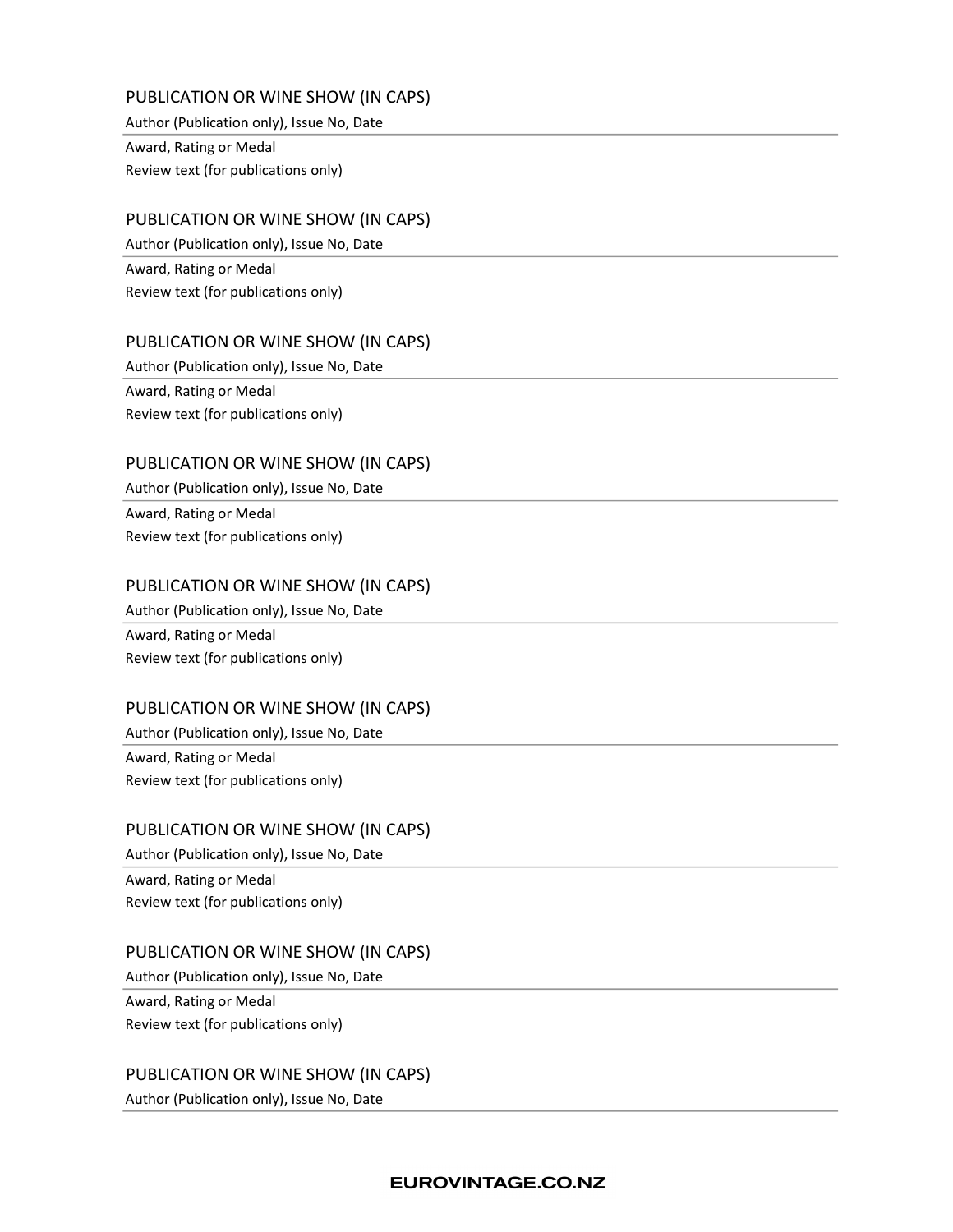PUBLICATION OR WINE SHOW (IN CAPS)

Author (Publication only), Issue No, Date

---

Award, Rating or Medal

Review text (for publications only)

PUBLICATION OR WINE SHOW (IN CAPS)

Author (Publication only), Issue No, Date

---

Award, Rating or Medal

Review text (for publications only)

PUBLICATION OR WINE SHOW (IN CAPS)

Author (Publication only), Issue No, Date

---

Award, Rating or Medal

Review text (for publications only)

PUBLICATION OR WINE SHOW (IN CAPS)

Author (Publication only), Issue No, Date

---

Award, Rating or Medal

Review text (for publications only)

PUBLICATION OR WINE SHOW (IN CAPS)

Author (Publication only), Issue No, Date

---

Award, Rating or Medal

Review text (for publications only)

PUBLICATION OR WINE SHOW (IN CAPS)

Author (Publication only), Issue No, Date

---

Award, Rating or Medal

Review text (for publications only)

PUBLICATION OR WINE SHOW (IN CAPS)

Author (Publication only), Issue No, Date

---

Award, Rating or Medal

Review text (for publications only)

PUBLICATION OR WINE SHOW (IN CAPS)

Author (Publication only), Issue No, Date

---

Award, Rating or Medal

Review text (for publications only)

PUBLICATION OR WINE SHOW (IN CAPS)

Author (Publication only), Issue No, Date

---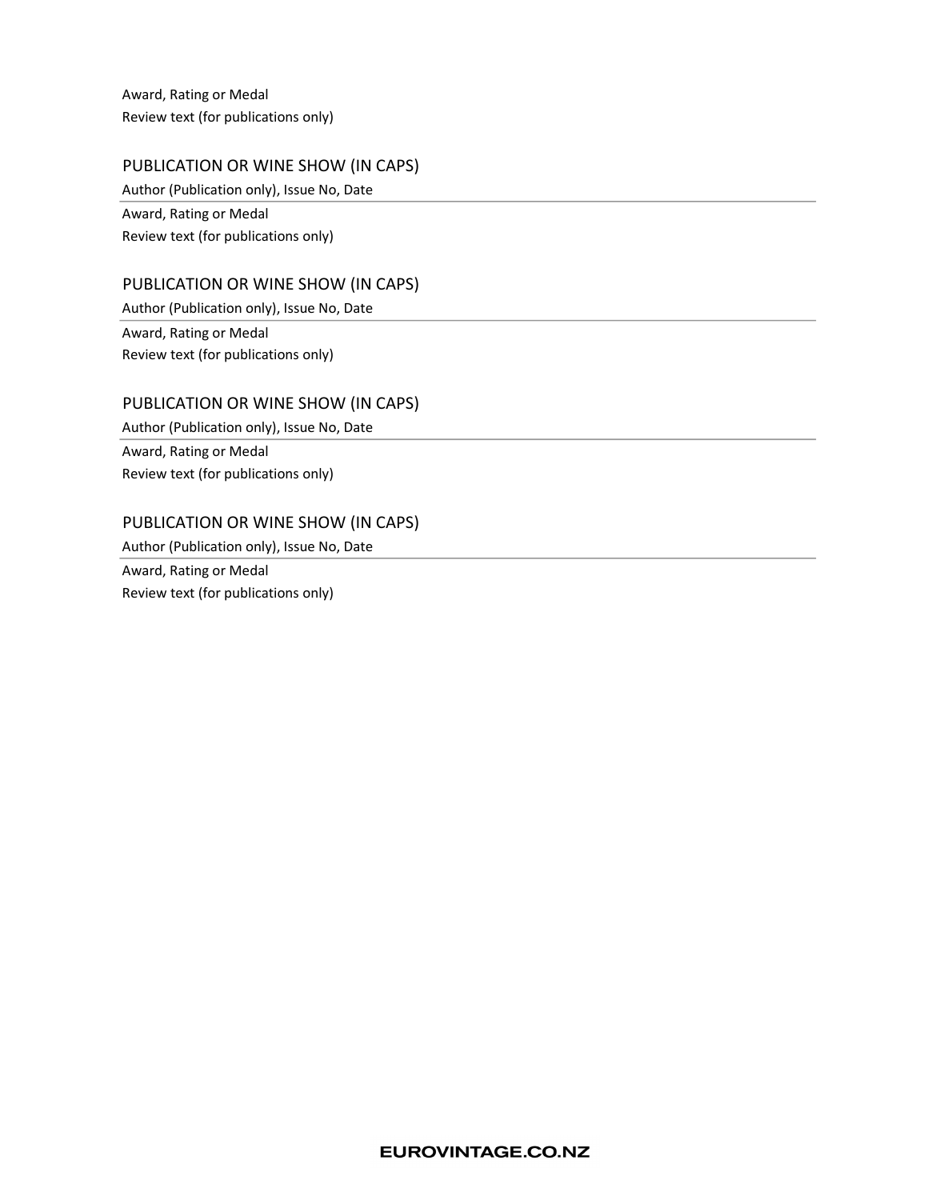Award, Rating or Medal
Review text (for publications only)

### PUBLICATION OR WINE SHOW (IN CAPS)

Author (Publication only), Issue No, Date

---

Award, Rating or Medal
Review text (for publications only)

### PUBLICATION OR WINE SHOW (IN CAPS)

Author (Publication only), Issue No, Date

---

Award, Rating or Medal
Review text (for publications only)

### PUBLICATION OR WINE SHOW (IN CAPS)

Author (Publication only), Issue No, Date

---

Award, Rating or Medal
Review text (for publications only)

### PUBLICATION OR WINE SHOW (IN CAPS)

Author (Publication only), Issue No, Date

---

Award, Rating or Medal
Review text (for publications only)